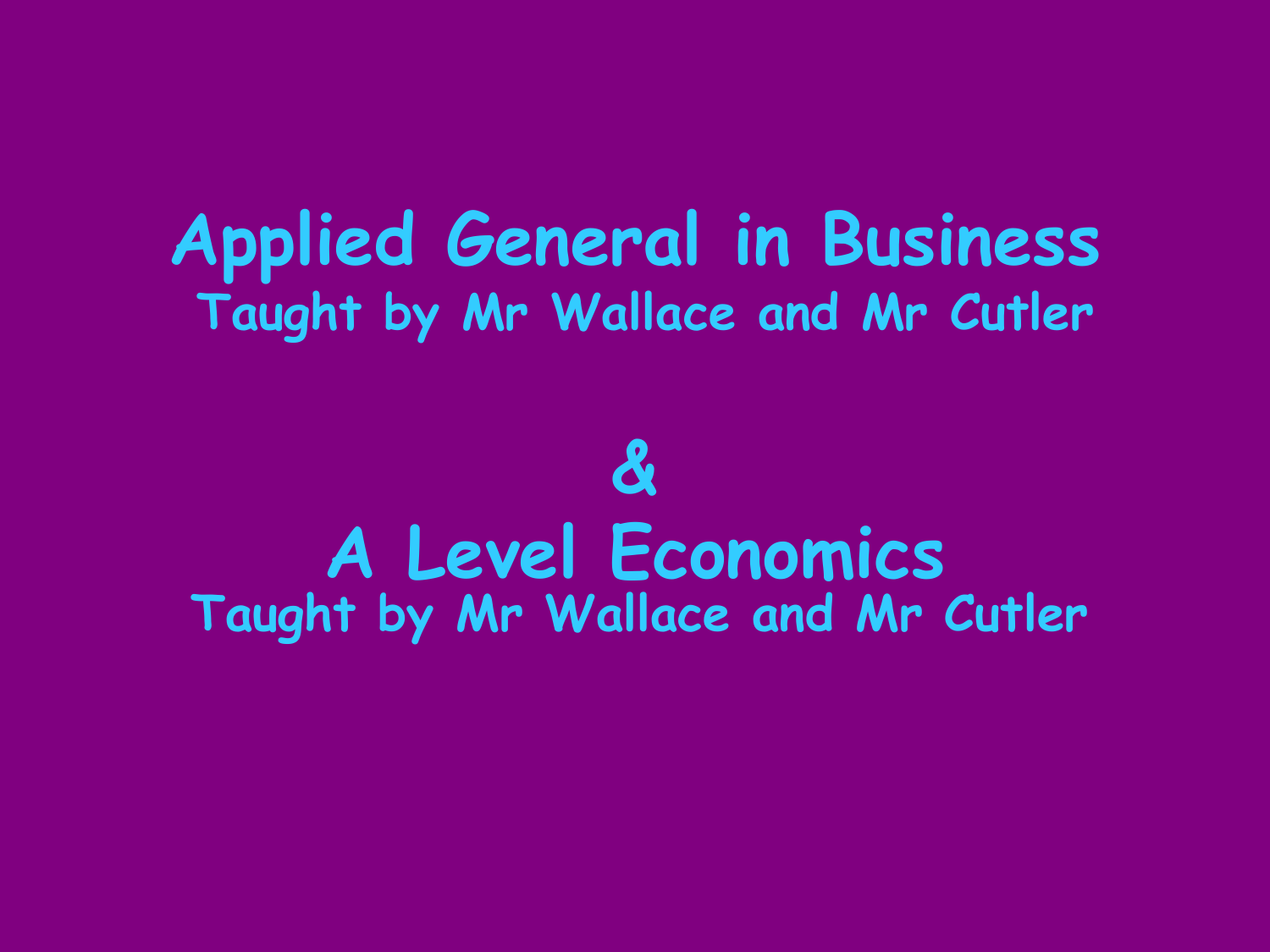# Applied General in Business

**Taught by Mr Wallace and Mr Cutler**

**&**

# A Level Economics

**Taught by Mr Wallace and Mr Cutler**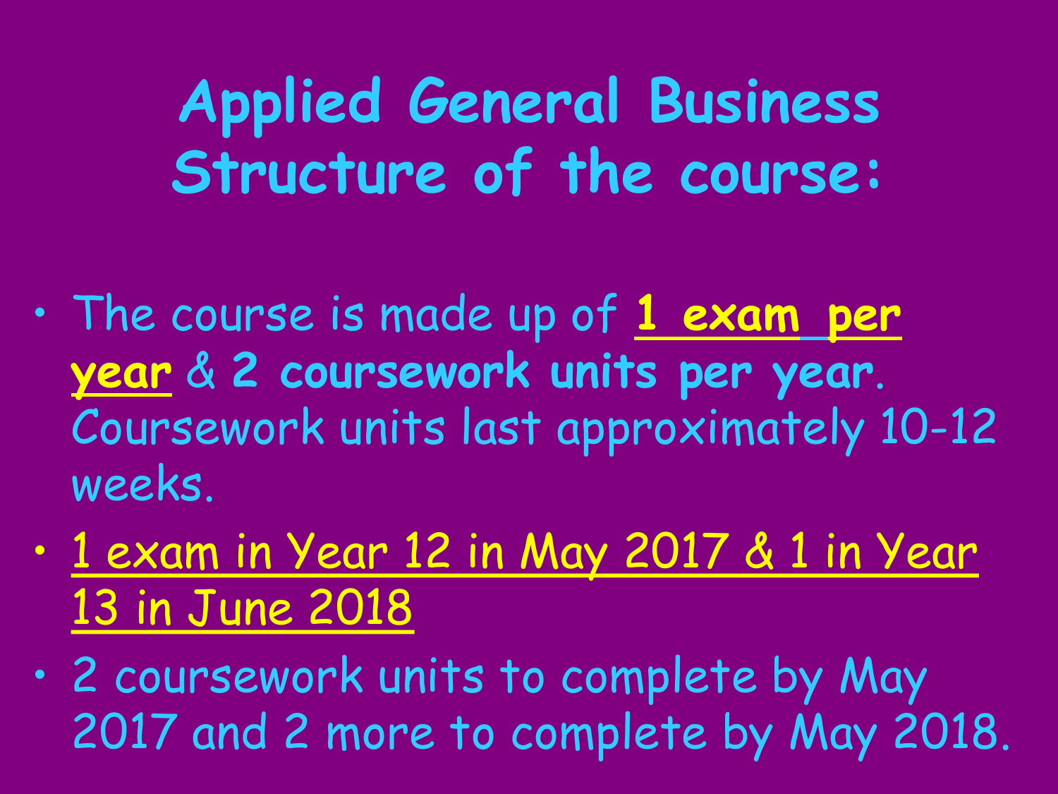# Applied General Business Structure of the course:

- The course is made up of **1 exam per year** & **2 coursework units per year**. Coursework units last approximately 10-12 weeks.
- 1 exam in Year 12 in May 2017 & 1 in Year 13 in June 2018
- 2 coursework units to complete by May 2017 and 2 more to complete by May 2018.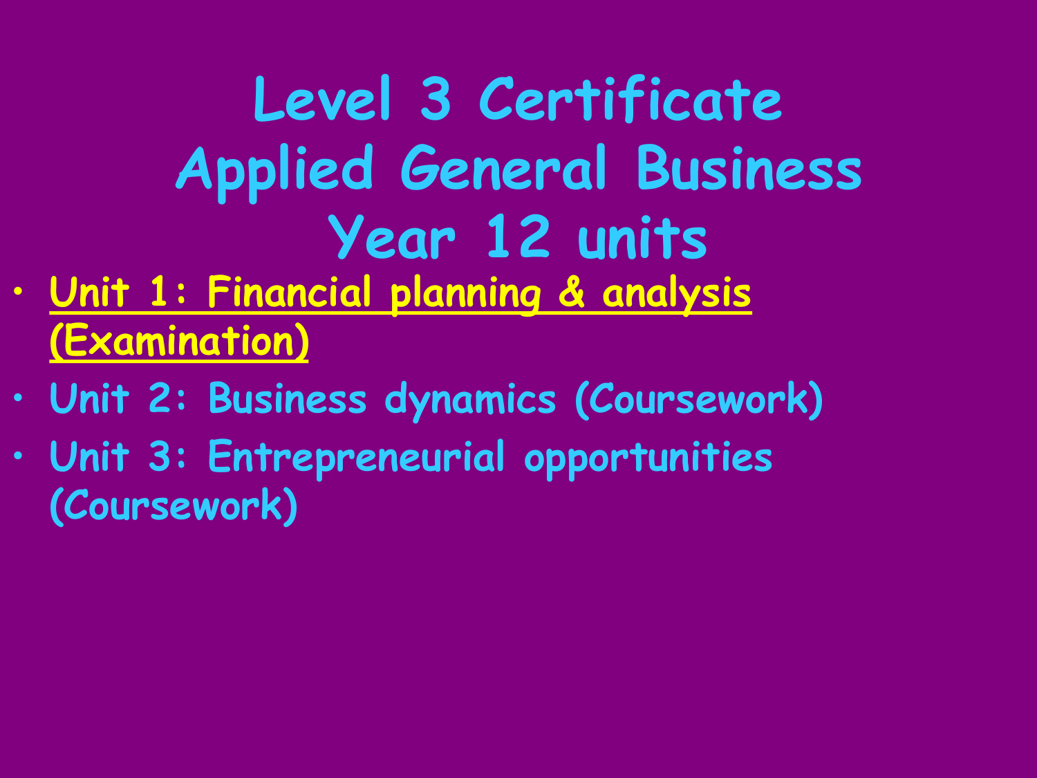# Level 3 Certificate Applied General Business Year 12 units

- <u>**Unit 1: Financial planning & analysis (Examination)**</u>
- Unit 2: Business dynamics (Coursework)
- Unit 3: Entrepreneurial opportunities (Coursework)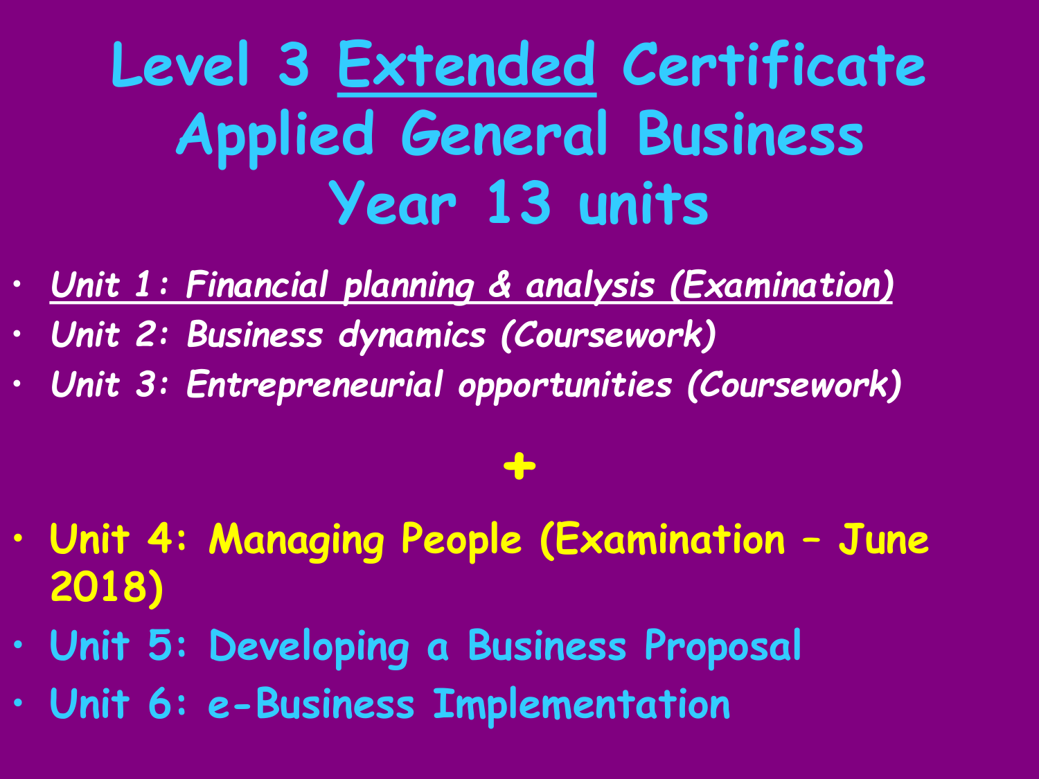# Level 3 Extended Certificate Applied General Business Year 13 units

- *Unit 1: Financial planning & analysis (Examination)*
- *Unit 2: Business dynamics (Coursework)*
- *Unit 3: Entrepreneurial opportunities (Coursework)*

**+**

- **Unit 4: Managing People (Examination – June 2018)**
- **Unit 5: Developing a Business Proposal**
- **Unit 6: e-Business Implementation**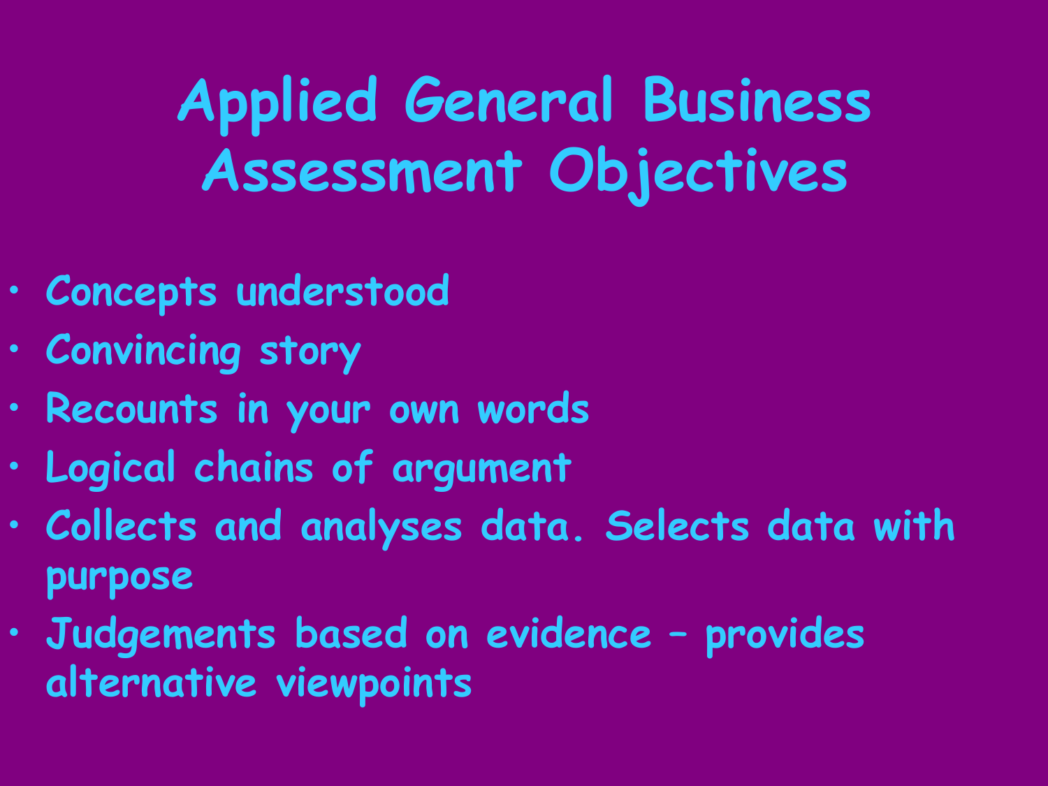# Applied General Business Assessment Objectives

- Concepts understood
- Convincing story
- Recounts in your own words
- Logical chains of argument
- Collects and analyses data. Selects data with purpose
- Judgements based on evidence – provides alternative viewpoints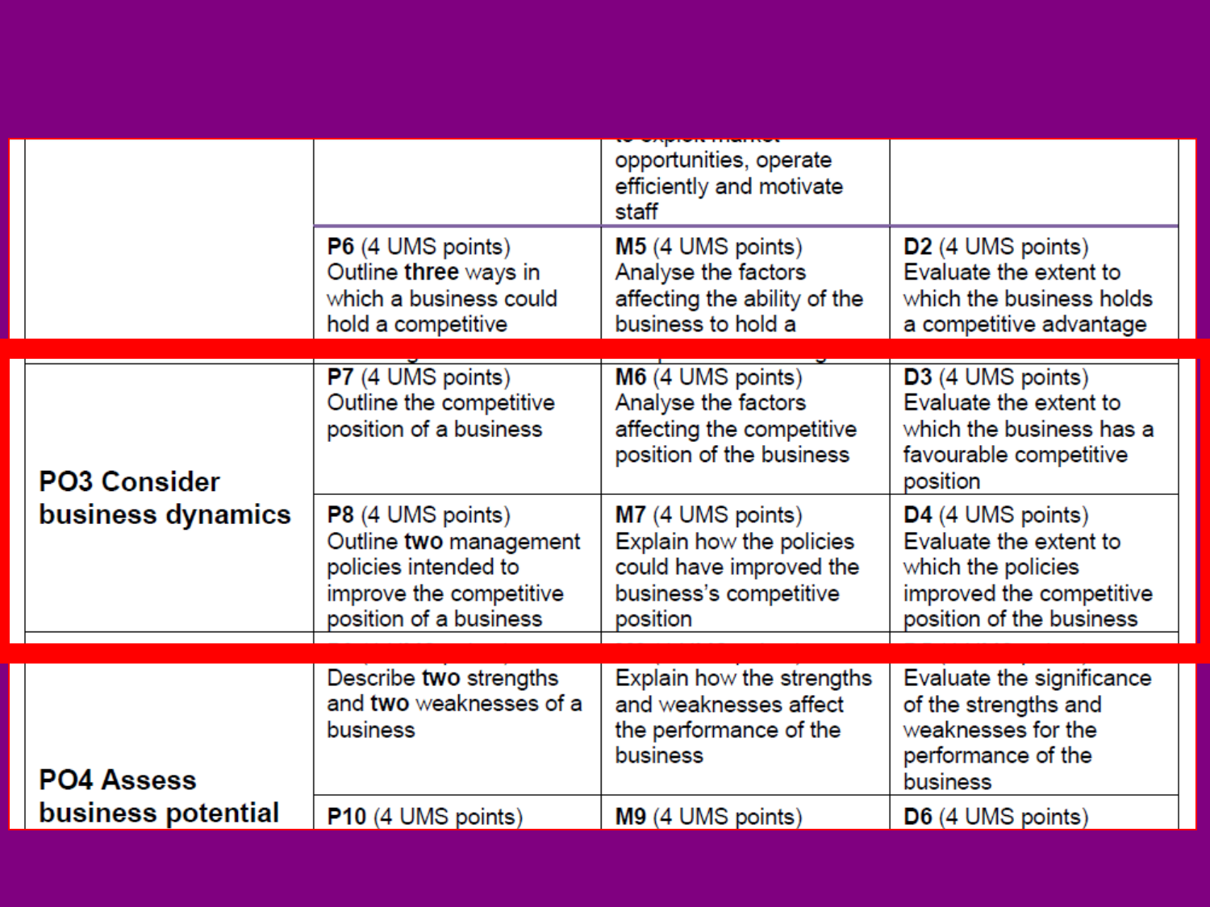| | | | |
|---|---|---|---|
| | | to exploit market opportunities, operate efficiently and motivate staff | |
| | **P6** (4 UMS points) Outline **three** ways in which a business could hold a competitive | **M5** (4 UMS points) Analyse the factors affecting the ability of the business to hold a | **D2** (4 UMS points) Evaluate the extent to which the business holds a competitive advantage |
| **PO3 Consider business dynamics** | **P7** (4 UMS points) Outline the competitive position of a business | **M6** (4 UMS points) Analyse the factors affecting the competitive position of the business | **D3** (4 UMS points) Evaluate the extent to which the business has a favourable competitive position |
| | **P8** (4 UMS points) Outline **two** management policies intended to improve the competitive position of a business | **M7** (4 UMS points) Explain how the policies could have improved the business's competitive position | **D4** (4 UMS points) Evaluate the extent to which the policies improved the competitive position of the business |
| **PO4 Assess business potential** | Describe **two** strengths and **two** weaknesses of a business | Explain how the strengths and weaknesses affect the performance of the business | Evaluate the significance of the strengths and weaknesses for the performance of the business |
| | **P10** (4 UMS points) | **M9** (4 UMS points) | **D6** (4 UMS points) |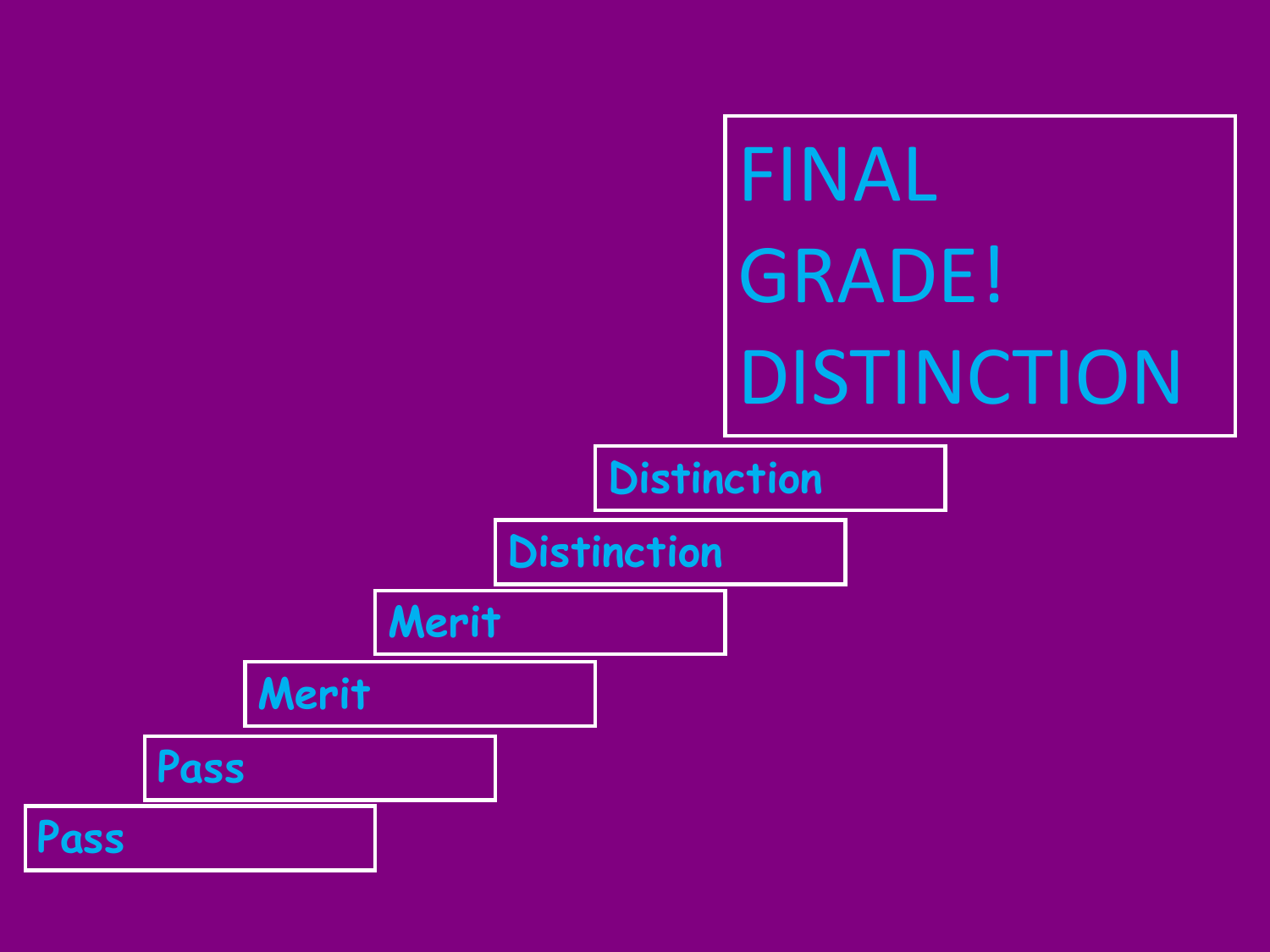FINAL GRADE! DISTINCTION

Distinction

Distinction

Merit

Merit

Pass

Pass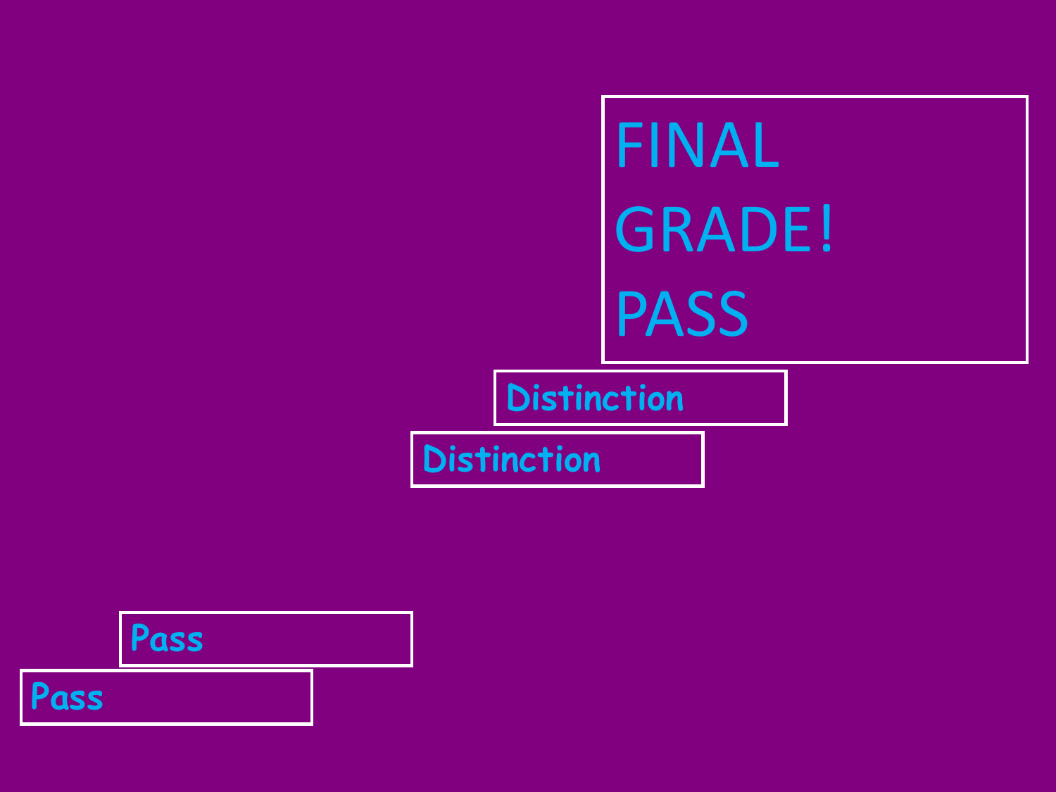FINAL GRADE! PASS

Distinction

Distinction

Pass

Pass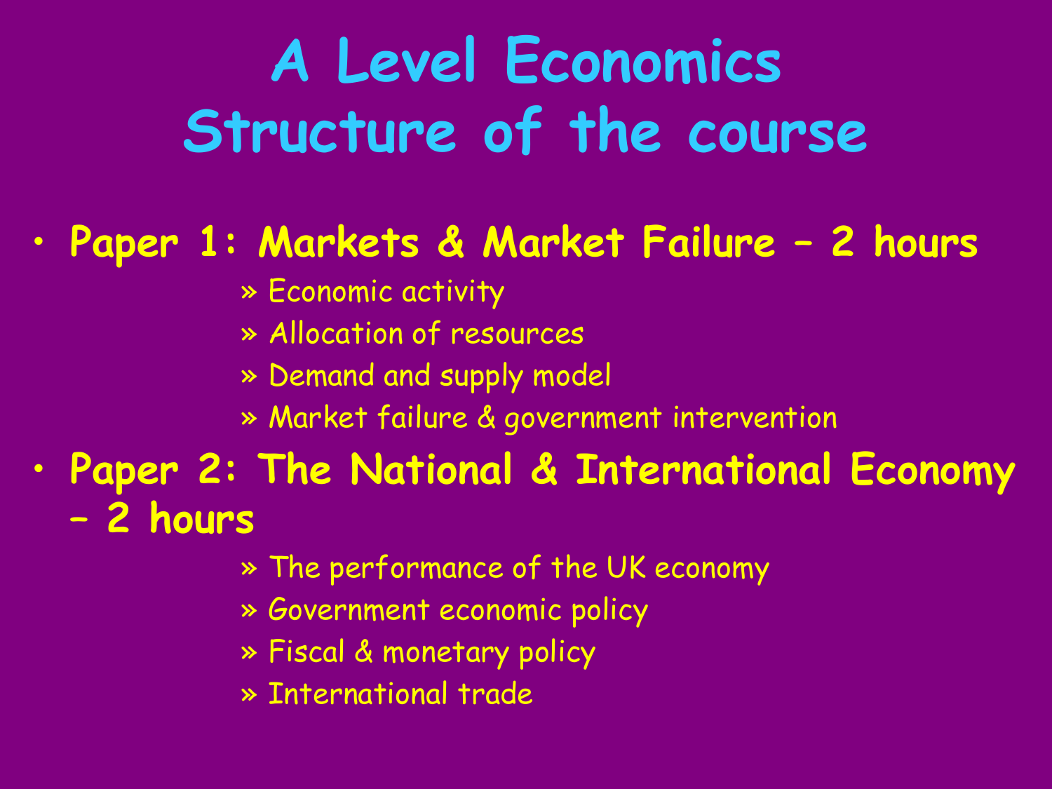# A Level Economics
# Structure of the course

- **Paper 1: Markets & Market Failure – 2 hours**
  - Economic activity
  - Allocation of resources
  - Demand and supply model
  - Market failure & government intervention
- **Paper 2: The National & International Economy – 2 hours**
  - The performance of the UK economy
  - Government economic policy
  - Fiscal & monetary policy
  - International trade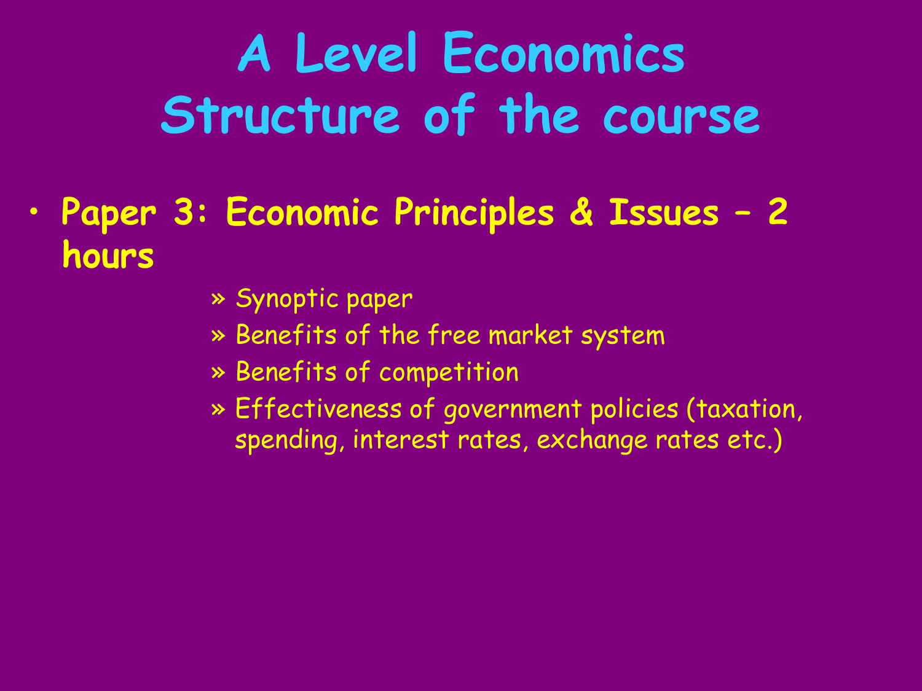# A Level Economics
# Structure of the course

- **Paper 3: Economic Principles & Issues – 2 hours**
  - Synoptic paper
  - Benefits of the free market system
  - Benefits of competition
  - Effectiveness of government policies (taxation, spending, interest rates, exchange rates etc.)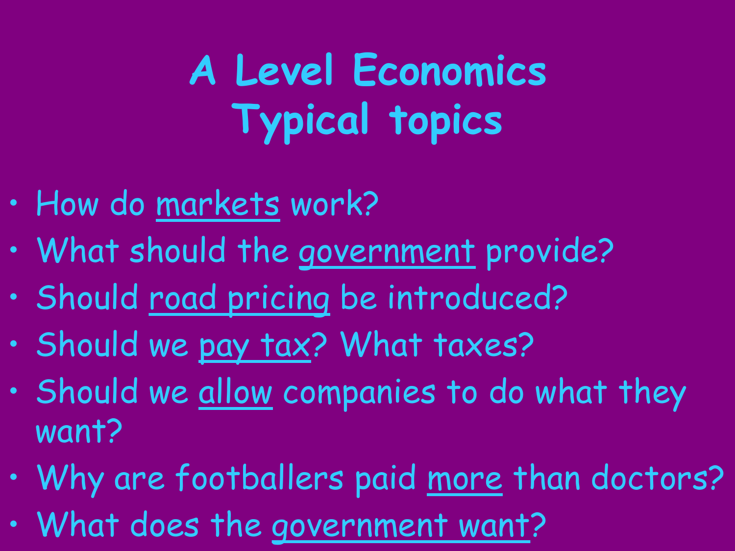# A Level Economics
# Typical topics

- How do markets work?
- What should the government provide?
- Should road pricing be introduced?
- Should we pay tax? What taxes?
- Should we allow companies to do what they want?
- Why are footballers paid more than doctors?
- What does the government want?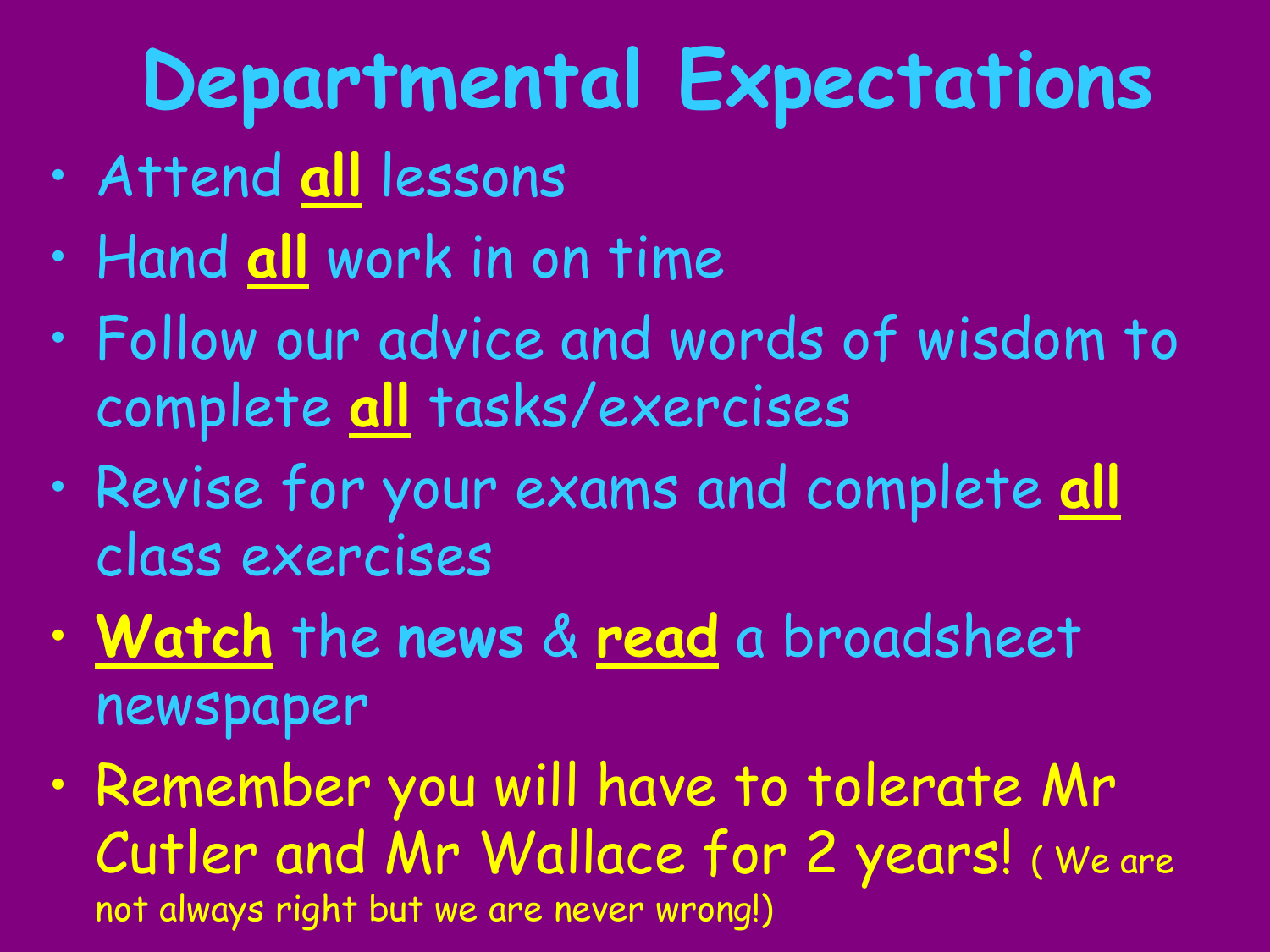# Departmental Expectations

- Attend **all** lessons
- Hand **all** work in on time
- Follow our advice and words of wisdom to complete **all** tasks/exercises
- Revise for your exams and complete **all** class exercises
- **Watch** the **news** & **read** a broadsheet newspaper
- Remember you will have to tolerate Mr Cutler and Mr Wallace for 2 years! ( We are not always right but we are never wrong!)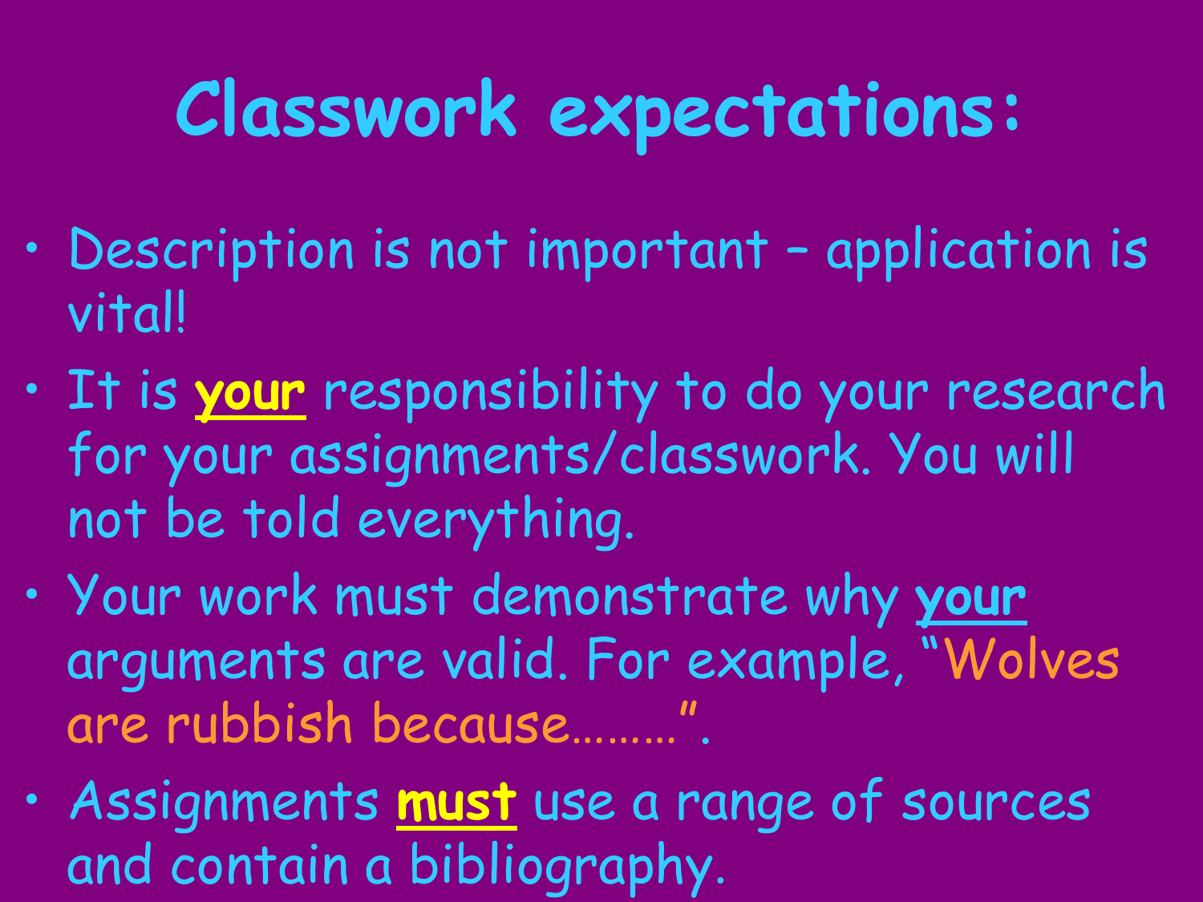# Classwork expectations:

- Description is not important – application is vital!
- It is **your** responsibility to do your research for your assignments/classwork. You will not be told everything.
- Your work must demonstrate why **your** arguments are valid. For example, "Wolves are rubbish because………".
- Assignments **must** use a range of sources and contain a bibliography.